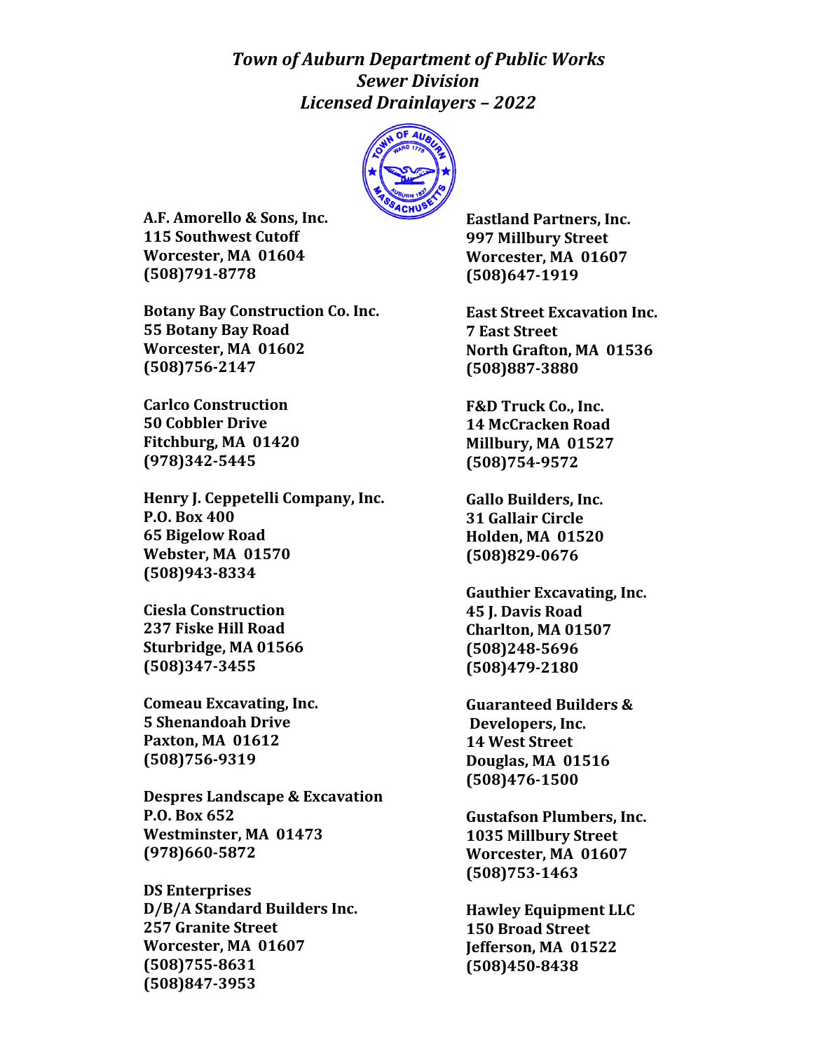***Town of Auburn Department of Public Works***
***Sewer Division***
***Licensed Drainlayers – 2022***

**A.F. Amorello & Sons, Inc.**
**115 Southwest Cutoff**
**Worcester, MA 01604**
**(508)791-8778**

**Botany Bay Construction Co. Inc.**
**55 Botany Bay Road**
**Worcester, MA 01602**
**(508)756-2147**

**Carlco Construction**
**50 Cobbler Drive**
**Fitchburg, MA 01420**
**(978)342-5445**

**Henry J. Ceppetelli Company, Inc.**
**P.O. Box 400**
**65 Bigelow Road**
**Webster, MA 01570**
**(508)943-8334**

**Ciesla Construction**
**237 Fiske Hill Road**
**Sturbridge, MA 01566**
**(508)347-3455**

**Comeau Excavating, Inc.**
**5 Shenandoah Drive**
**Paxton, MA 01612**
**(508)756-9319**

**Despres Landscape & Excavation**
**P.O. Box 652**
**Westminster, MA 01473**
**(978)660-5872**

**DS Enterprises**
**D/B/A Standard Builders Inc.**
**257 Granite Street**
**Worcester, MA 01607**
**(508)755-8631**
**(508)847-3953**

**Eastland Partners, Inc.**
**997 Millbury Street**
**Worcester, MA 01607**
**(508)647-1919**

**East Street Excavation Inc.**
**7 East Street**
**North Grafton, MA 01536**
**(508)887-3880**

**F&D Truck Co., Inc.**
**14 McCracken Road**
**Millbury, MA 01527**
**(508)754-9572**

**Gallo Builders, Inc.**
**31 Gallair Circle**
**Holden, MA 01520**
**(508)829-0676**

**Gauthier Excavating, Inc.**
**45 J. Davis Road**
**Charlton, MA 01507**
**(508)248-5696**
**(508)479-2180**

**Guaranteed Builders &**
**Developers, Inc.**
**14 West Street**
**Douglas, MA 01516**
**(508)476-1500**

**Gustafson Plumbers, Inc.**
**1035 Millbury Street**
**Worcester, MA 01607**
**(508)753-1463**

**Hawley Equipment LLC**
**150 Broad Street**
**Jefferson, MA 01522**
**(508)450-8438**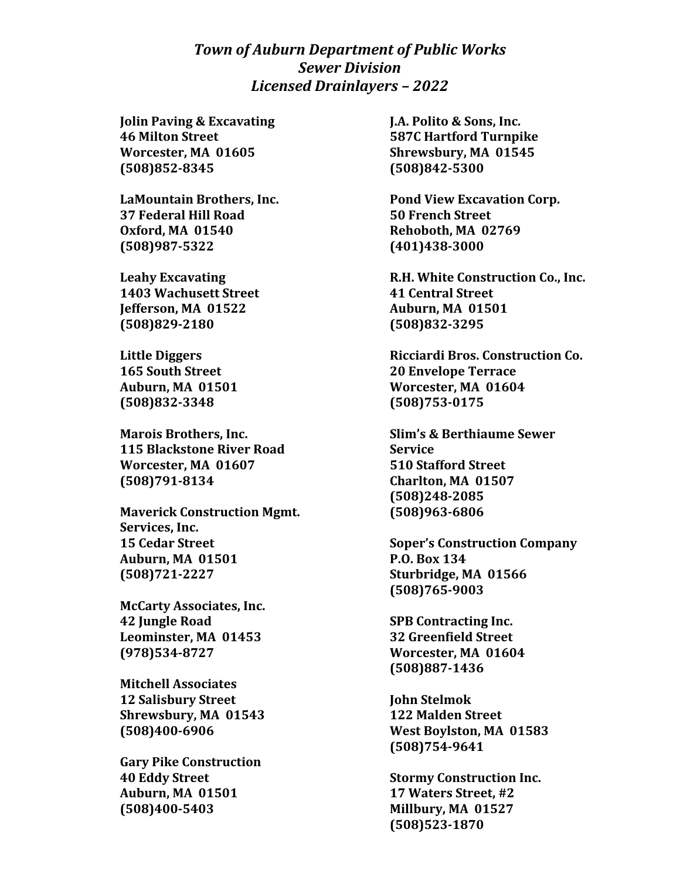***Town of Auburn Department of Public Works***
***Sewer Division***
***Licensed Drainlayers – 2022***

**Jolin Paving & Excavating**
**46 Milton Street**
**Worcester, MA 01605**
**(508)852-8345**

**LaMountain Brothers, Inc.**
**37 Federal Hill Road**
**Oxford, MA 01540**
**(508)987-5322**

**Leahy Excavating**
**1403 Wachusett Street**
**Jefferson, MA 01522**
**(508)829-2180**

**Little Diggers**
**165 South Street**
**Auburn, MA 01501**
**(508)832-3348**

**Marois Brothers, Inc.**
**115 Blackstone River Road**
**Worcester, MA 01607**
**(508)791-8134**

**Maverick Construction Mgmt. Services, Inc.**
**15 Cedar Street**
**Auburn, MA 01501**
**(508)721-2227**

**McCarty Associates, Inc.**
**42 Jungle Road**
**Leominster, MA 01453**
**(978)534-8727**

**Mitchell Associates**
**12 Salisbury Street**
**Shrewsbury, MA 01543**
**(508)400-6906**

**Gary Pike Construction**
**40 Eddy Street**
**Auburn, MA 01501**
**(508)400-5403**

**J.A. Polito & Sons, Inc.**
**587C Hartford Turnpike**
**Shrewsbury, MA 01545**
**(508)842-5300**

**Pond View Excavation Corp.**
**50 French Street**
**Rehoboth, MA 02769**
**(401)438-3000**

**R.H. White Construction Co., Inc.**
**41 Central Street**
**Auburn, MA 01501**
**(508)832-3295**

**Ricciardi Bros. Construction Co.**
**20 Envelope Terrace**
**Worcester, MA 01604**
**(508)753-0175**

**Slim's & Berthiaume Sewer Service**
**510 Stafford Street**
**Charlton, MA 01507**
**(508)248-2085**
**(508)963-6806**

**Soper's Construction Company**
**P.O. Box 134**
**Sturbridge, MA 01566**
**(508)765-9003**

**SPB Contracting Inc.**
**32 Greenfield Street**
**Worcester, MA 01604**
**(508)887-1436**

**John Stelmok**
**122 Malden Street**
**West Boylston, MA 01583**
**(508)754-9641**

**Stormy Construction Inc.**
**17 Waters Street, #2**
**Millbury, MA 01527**
**(508)523-1870**